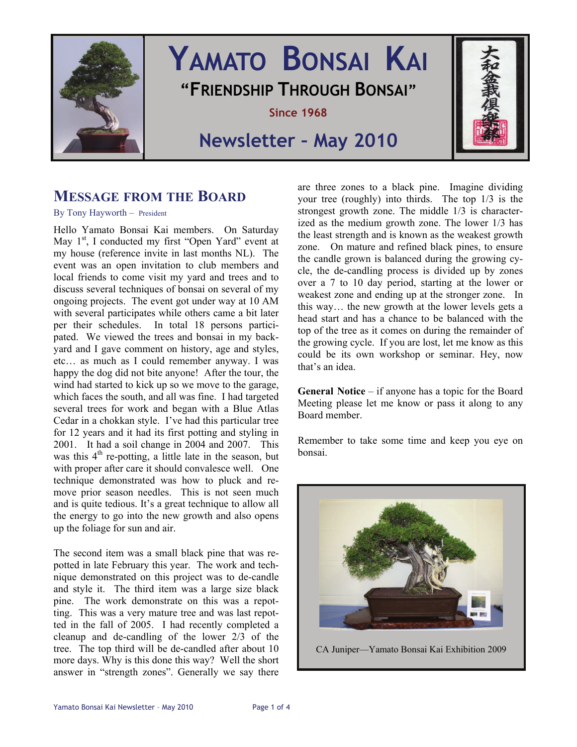# YAMATO BONSAI KAI

**"FRIENDSHIP THROUGH BONSAI"**

Since 1968

## Newsletter – May 2010

大和盆栽倶楽部

## MESSAGE FROM THE BOARD

By Tony Hayworth – President

Hello Yamato Bonsai Kai members. On Saturday May 1st, I conducted my first "Open Yard" event at my house (reference invite in last months NL). The event was an open invitation to club members and local friends to come visit my yard and trees and to discuss several techniques of bonsai on several of my ongoing projects. The event got under way at 10 AM with several participates while others came a bit later per their schedules. In total 18 persons participated. We viewed the trees and bonsai in my backyard and I gave comment on history, age and styles, etc… as much as I could remember anyway. I was happy the dog did not bite anyone! After the tour, the wind had started to kick up so we move to the garage, which faces the south, and all was fine. I had targeted several trees for work and began with a Blue Atlas Cedar in a chokkan style. I've had this particular tree for 12 years and it had its first potting and styling in 2001. It had a soil change in 2004 and 2007. This was this 4th re-potting, a little late in the season, but with proper after care it should convalesce well. One technique demonstrated was how to pluck and remove prior season needles. This is not seen much and is quite tedious. It's a great technique to allow all the energy to go into the new growth and also opens up the foliage for sun and air.

The second item was a small black pine that was repotted in late February this year. The work and technique demonstrated on this project was to de-candle and style it. The third item was a large size black pine. The work demonstrate on this was a repotting. This was a very mature tree and was last repotted in the fall of 2005. I had recently completed a cleanup and de-candling of the lower 2/3 of the tree. The top third will be de-candled after about 10 more days. Why is this done this way? Well the short answer in "strength zones". Generally we say there are three zones to a black pine. Imagine dividing your tree (roughly) into thirds. The top 1/3 is the strongest growth zone. The middle 1/3 is characterized as the medium growth zone. The lower 1/3 has the least strength and is known as the weakest growth zone. On mature and refined black pines, to ensure the candle grown is balanced during the growing cycle, the de-candling process is divided up by zones over a 7 to 10 day period, starting at the lower or weakest zone and ending up at the stronger zone. In this way… the new growth at the lower levels gets a head start and has a chance to be balanced with the top of the tree as it comes on during the remainder of the growing cycle. If you are lost, let me know as this could be its own workshop or seminar. Hey, now that's an idea.

**General Notice** – if anyone has a topic for the Board Meeting please let me know or pass it along to any Board member.

Remember to take some time and keep you eye on bonsai.

CA Juniper—Yamato Bonsai Kai Exhibition 2009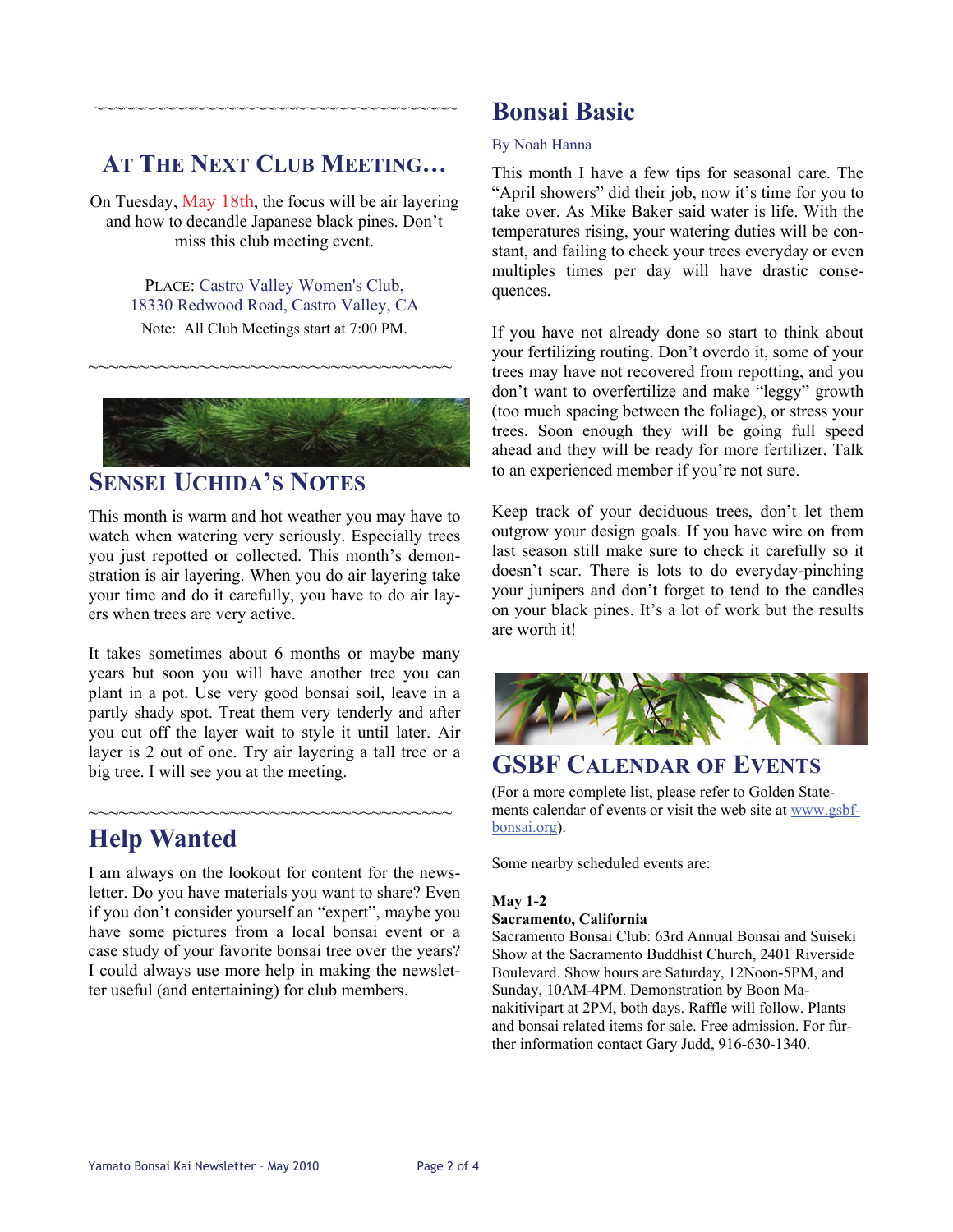~~~~~~~~~~~~~~~~~~~~~~~~~~~~~~~~~~~~~~~~

## At The Next Club Meeting…

On Tuesday, May 18th, the focus will be air layering and how to decandle Japanese black pines. Don't miss this club meeting event.

PLACE: Castro Valley Women's Club, 18330 Redwood Road, Castro Valley, CA

Note: All Club Meetings start at 7:00 PM.

~~~~~~~~~~~~~~~~~~~~~~~~~~~~~~~~~~~~~~~~

## Sensei Uchida's Notes

This month is warm and hot weather you may have to watch when watering very seriously. Especially trees you just repotted or collected. This month's demonstration is air layering. When you do air layering take your time and do it carefully, you have to do air layers when trees are very active.

It takes sometimes about 6 months or maybe many years but soon you will have another tree you can plant in a pot. Use very good bonsai soil, leave in a partly shady spot. Treat them very tenderly and after you cut off the layer wait to style it until later. Air layer is 2 out of one. Try air layering a tall tree or a big tree. I will see you at the meeting.

~~~~~~~~~~~~~~~~~~~~~~~~~~~~~~~~~~~~~~~~

## Help Wanted

I am always on the lookout for content for the newsletter. Do you have materials you want to share? Even if you don't consider yourself an "expert", maybe you have some pictures from a local bonsai event or a case study of your favorite bonsai tree over the years? I could always use more help in making the newsletter useful (and entertaining) for club members.

## Bonsai Basic

By Noah Hanna

This month I have a few tips for seasonal care. The "April showers" did their job, now it's time for you to take over. As Mike Baker said water is life. With the temperatures rising, your watering duties will be constant, and failing to check your trees everyday or even multiples times per day will have drastic consequences.

If you have not already done so start to think about your fertilizing routing. Don't overdo it, some of your trees may have not recovered from repotting, and you don't want to overfertilize and make "leggy" growth (too much spacing between the foliage), or stress your trees. Soon enough they will be going full speed ahead and they will be ready for more fertilizer. Talk to an experienced member if you're not sure.

Keep track of your deciduous trees, don't let them outgrow your design goals. If you have wire on from last season still make sure to check it carefully so it doesn't scar. There is lots to do everyday-pinching your junipers and don't forget to tend to the candles on your black pines. It's a lot of work but the results are worth it!

## GSBF Calendar of Events

(For a more complete list, please refer to Golden Statements calendar of events or visit the web site at www.gsbf-bonsai.org).

Some nearby scheduled events are:

**May 1-2**
**Sacramento, California**
Sacramento Bonsai Club: 63rd Annual Bonsai and Suiseki Show at the Sacramento Buddhist Church, 2401 Riverside Boulevard. Show hours are Saturday, 12Noon-5PM, and Sunday, 10AM-4PM. Demonstration by Boon Manakitivipart at 2PM, both days. Raffle will follow. Plants and bonsai related items for sale. Free admission. For further information contact Gary Judd, 916-630-1340.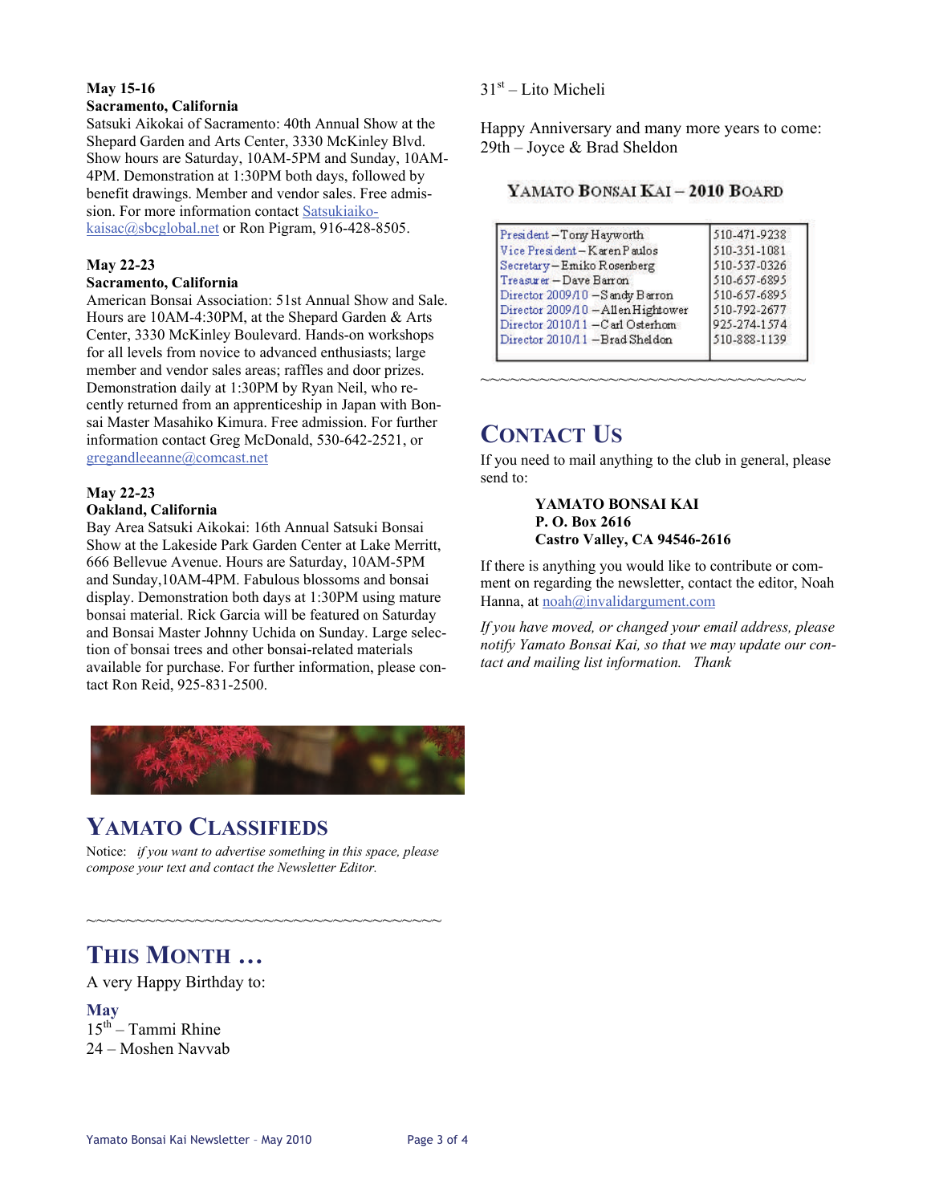**May 15-16**
**Sacramento, California**
Satsuki Aikokai of Sacramento: 40th Annual Show at the Shepard Garden and Arts Center, 3330 McKinley Blvd. Show hours are Saturday, 10AM-5PM and Sunday, 10AM-4PM. Demonstration at 1:30PM both days, followed by benefit drawings. Member and vendor sales. Free admission. For more information contact Satsukiaikokaisac@sbcglobal.net or Ron Pigram, 916-428-8505.

**May 22-23**
**Sacramento, California**
American Bonsai Association: 51st Annual Show and Sale. Hours are 10AM-4:30PM, at the Shepard Garden & Arts Center, 3330 McKinley Boulevard. Hands-on workshops for all levels from novice to advanced enthusiasts; large member and vendor sales areas; raffles and door prizes. Demonstration daily at 1:30PM by Ryan Neil, who recently returned from an apprenticeship in Japan with Bonsai Master Masahiko Kimura. Free admission. For further information contact Greg McDonald, 530-642-2521, or gregandleeanne@comcast.net

**May 22-23**
**Oakland, California**
Bay Area Satsuki Aikokai: 16th Annual Satsuki Bonsai Show at the Lakeside Park Garden Center at Lake Merritt, 666 Bellevue Avenue. Hours are Saturday, 10AM-5PM and Sunday,10AM-4PM. Fabulous blossoms and bonsai display. Demonstration both days at 1:30PM using mature bonsai material. Rick Garcia will be featured on Saturday and Bonsai Master Johnny Uchida on Sunday. Large selection of bonsai trees and other bonsai-related materials available for purchase. For further information, please contact Ron Reid, 925-831-2500.

# Yamato Classifieds

Notice: *if you want to advertise something in this space, please compose your text and contact the Newsletter Editor.*

~~~~~~~~~~~~~~~~~~~~~~~~~~~~~~~~~~~~~~~~

# This Month …

A very Happy Birthday to:

**May**
15th – Tammi Rhine
24 – Moshen Navvab
31st – Lito Micheli

Happy Anniversary and many more years to come:
29th – Joyce & Brad Sheldon

### Yamato Bonsai Kai – 2010 Board

| Position – Name | Phone |
|---|---|
| President – Tony Hayworth | 510-471-9238 |
| Vice President – Karen Paulos | 510-351-1081 |
| Secretary – Emiko Rosenberg | 510-537-0326 |
| Treasurer – Dave Barron | 510-657-6895 |
| Director 2009/10 – Sandy Barron | 510-657-6895 |
| Director 2009/10 – Allen Hightower | 510-792-2677 |
| Director 2010/11 – Carl Osterhorn | 925-274-1574 |
| Director 2010/11 – Brad Sheldon | 510-888-1139 |

~~~~~~~~~~~~~~~~~~~~~~~~~~~~~~~~~~~~~~~~

# Contact Us

If you need to mail anything to the club in general, please send to:

**YAMATO BONSAI KAI**
**P. O. Box 2616**
**Castro Valley, CA 94546-2616**

If there is anything you would like to contribute or comment on regarding the newsletter, contact the editor, Noah Hanna, at noah@invalidargument.com

*If you have moved, or changed your email address, please notify Yamato Bonsai Kai, so that we may update our contact and mailing list information. Thank*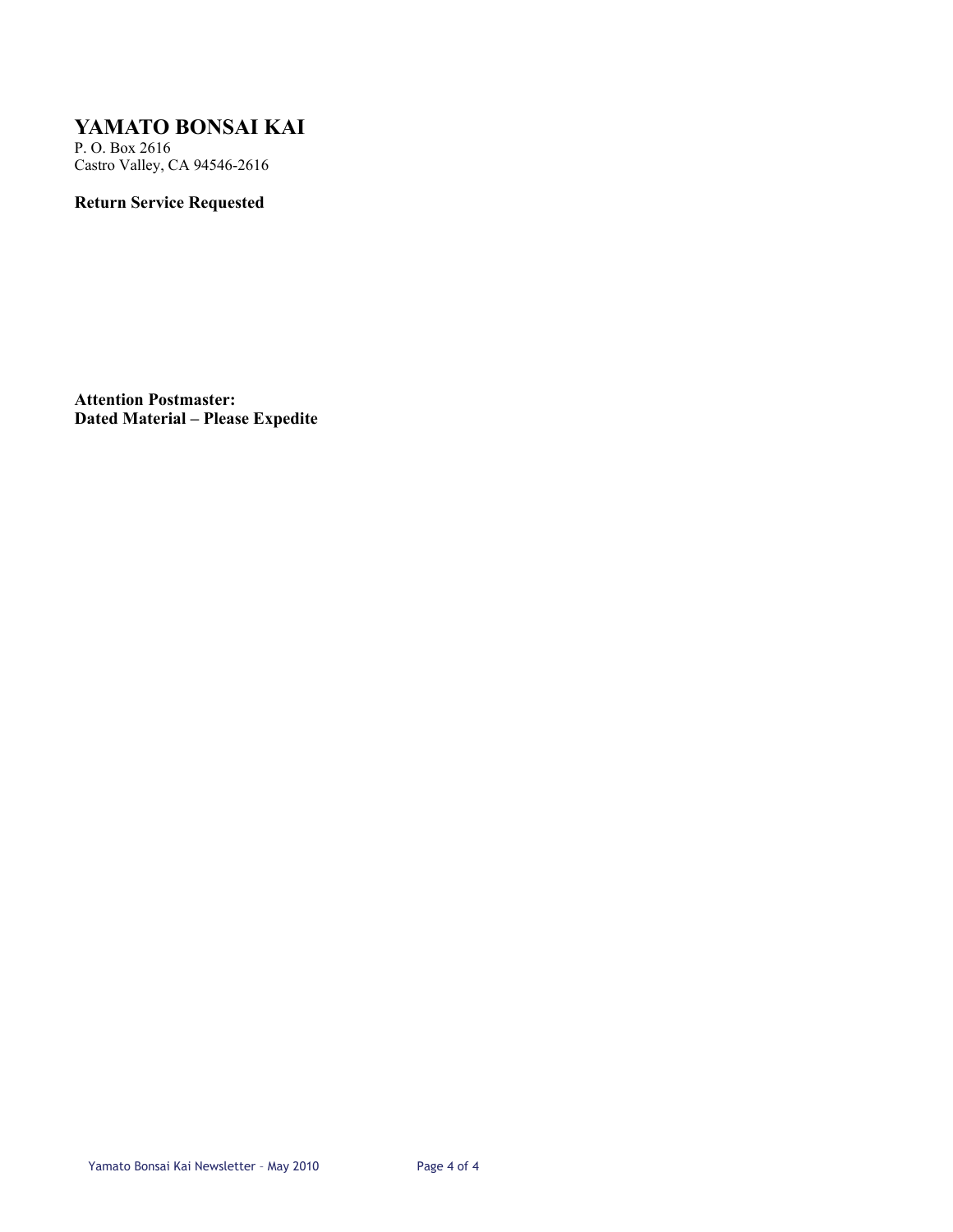**YAMATO BONSAI KAI**
P. O. Box 2616
Castro Valley, CA 94546-2616

**Return Service Requested**

**Attention Postmaster:**
**Dated Material – Please Expedite**